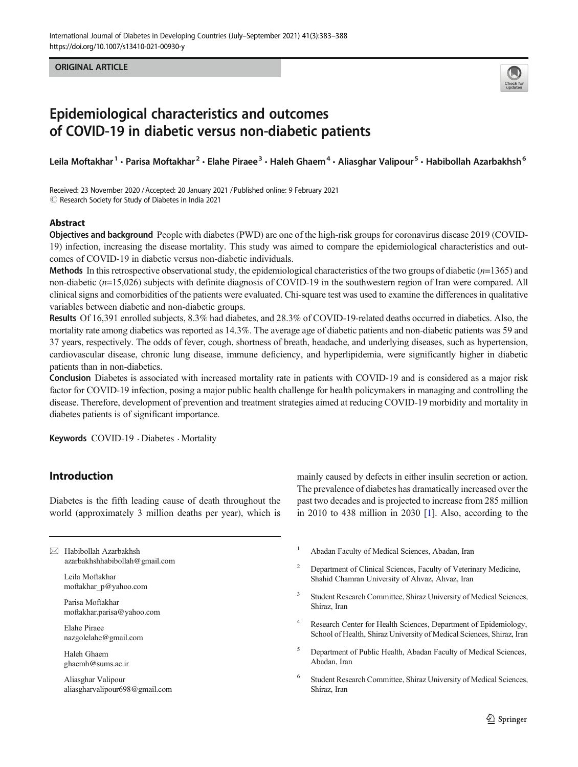ORIGINAL ARTICLE

# Epidemiological characteristics and outcomes of COVID-19 in diabetic versus non-diabetic patients

Leila Moftakhar[1] · Parisa Moftakhar[2] · Elahe Piraee[3] · Haleh Ghaem[4] · Aliasghar Valipour[5] · Habibollah Azarbakhsh[6]

Received: 23 November 2020 / Accepted: 20 January 2021 / Published online: 9 February 2021
© Research Society for Study of Diabetes in India 2021

## Abstract

**Objectives and background** People with diabetes (PWD) are one of the high-risk groups for coronavirus disease 2019 (COVID-19) infection, increasing the disease mortality. This study was aimed to compare the epidemiological characteristics and outcomes of COVID-19 in diabetic versus non-diabetic individuals.

**Methods** In this retrospective observational study, the epidemiological characteristics of the two groups of diabetic ($n$=1365) and non-diabetic ($n$=15,026) subjects with definite diagnosis of COVID-19 in the southwestern region of Iran were compared. All clinical signs and comorbidities of the patients were evaluated. Chi-square test was used to examine the differences in qualitative variables between diabetic and non-diabetic groups.

**Results** Of 16,391 enrolled subjects, 8.3% had diabetes, and 28.3% of COVID-19-related deaths occurred in diabetics. Also, the mortality rate among diabetics was reported as 14.3%. The average age of diabetic patients and non-diabetic patients was 59 and 37 years, respectively. The odds of fever, cough, shortness of breath, headache, and underlying diseases, such as hypertension, cardiovascular disease, chronic lung disease, immune deficiency, and hyperlipidemia, were significantly higher in diabetic patients than in non-diabetics.

**Conclusion** Diabetes is associated with increased mortality rate in patients with COVID-19 and is considered as a major risk factor for COVID-19 infection, posing a major public health challenge for health policymakers in managing and controlling the disease. Therefore, development of prevention and treatment strategies aimed at reducing COVID-19 morbidity and mortality in diabetes patients is of significant importance.

**Keywords** COVID-19 · Diabetes · Mortality

## Introduction

Diabetes is the fifth leading cause of death throughout the world (approximately 3 million deaths per year), which is mainly caused by defects in either insulin secretion or action. The prevalence of diabetes has dramatically increased over the past two decades and is projected to increase from 285 million in 2010 to 438 million in 2030 [1]. Also, according to the

✉ Habibollah Azarbakhsh
azarbakhshhabibollah@gmail.com

Leila Moftakhar
moftakhar_p@yahoo.com

Parisa Moftakhar
moftakhar.parisa@yahoo.com

Elahe Piraee
nazgolelahe@gmail.com

Haleh Ghaem
ghaemh@sums.ac.ir

Aliasghar Valipour
aliasgharvalipour698@gmail.com

1. Abadan Faculty of Medical Sciences, Abadan, Iran
2. Department of Clinical Sciences, Faculty of Veterinary Medicine, Shahid Chamran University of Ahvaz, Ahvaz, Iran
3. Student Research Committee, Shiraz University of Medical Sciences, Shiraz, Iran
4. Research Center for Health Sciences, Department of Epidemiology, School of Health, Shiraz University of Medical Sciences, Shiraz, Iran
5. Department of Public Health, Abadan Faculty of Medical Sciences, Abadan, Iran
6. Student Research Committee, Shiraz University of Medical Sciences, Shiraz, Iran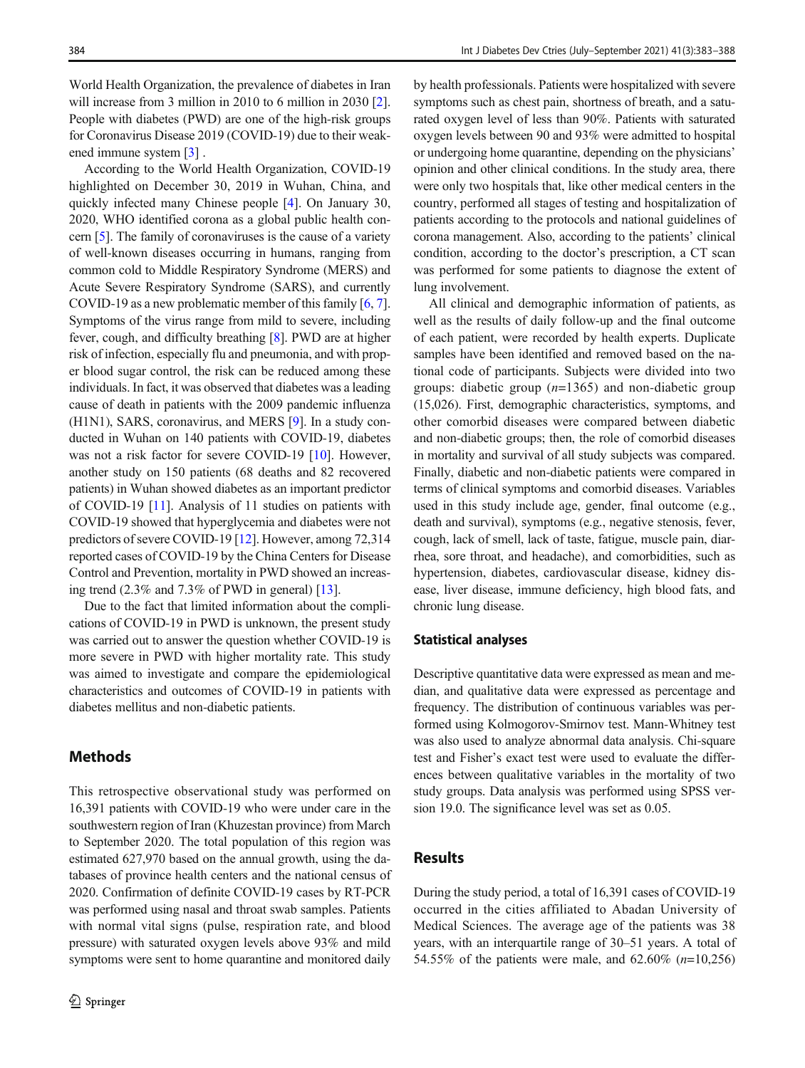World Health Organization, the prevalence of diabetes in Iran will increase from 3 million in 2010 to 6 million in 2030 [2]. People with diabetes (PWD) are one of the high-risk groups for Coronavirus Disease 2019 (COVID-19) due to their weakened immune system [3] .

According to the World Health Organization, COVID-19 highlighted on December 30, 2019 in Wuhan, China, and quickly infected many Chinese people [4]. On January 30, 2020, WHO identified corona as a global public health concern [5]. The family of coronaviruses is the cause of a variety of well-known diseases occurring in humans, ranging from common cold to Middle Respiratory Syndrome (MERS) and Acute Severe Respiratory Syndrome (SARS), and currently COVID-19 as a new problematic member of this family [6, 7]. Symptoms of the virus range from mild to severe, including fever, cough, and difficulty breathing [8]. PWD are at higher risk of infection, especially flu and pneumonia, and with proper blood sugar control, the risk can be reduced among these individuals. In fact, it was observed that diabetes was a leading cause of death in patients with the 2009 pandemic influenza (H1N1), SARS, coronavirus, and MERS [9]. In a study conducted in Wuhan on 140 patients with COVID-19, diabetes was not a risk factor for severe COVID-19 [10]. However, another study on 150 patients (68 deaths and 82 recovered patients) in Wuhan showed diabetes as an important predictor of COVID-19 [11]. Analysis of 11 studies on patients with COVID-19 showed that hyperglycemia and diabetes were not predictors of severe COVID-19 [12]. However, among 72,314 reported cases of COVID-19 by the China Centers for Disease Control and Prevention, mortality in PWD showed an increasing trend (2.3% and 7.3% of PWD in general) [13].

Due to the fact that limited information about the complications of COVID-19 in PWD is unknown, the present study was carried out to answer the question whether COVID-19 is more severe in PWD with higher mortality rate. This study was aimed to investigate and compare the epidemiological characteristics and outcomes of COVID-19 in patients with diabetes mellitus and non-diabetic patients.

## Methods

This retrospective observational study was performed on 16,391 patients with COVID-19 who were under care in the southwestern region of Iran (Khuzestan province) from March to September 2020. The total population of this region was estimated 627,970 based on the annual growth, using the databases of province health centers and the national census of 2020. Confirmation of definite COVID-19 cases by RT-PCR was performed using nasal and throat swab samples. Patients with normal vital signs (pulse, respiration rate, and blood pressure) with saturated oxygen levels above 93% and mild symptoms were sent to home quarantine and monitored daily by health professionals. Patients were hospitalized with severe symptoms such as chest pain, shortness of breath, and a saturated oxygen level of less than 90%. Patients with saturated oxygen levels between 90 and 93% were admitted to hospital or undergoing home quarantine, depending on the physicians' opinion and other clinical conditions. In the study area, there were only two hospitals that, like other medical centers in the country, performed all stages of testing and hospitalization of patients according to the protocols and national guidelines of corona management. Also, according to the patients' clinical condition, according to the doctor's prescription, a CT scan was performed for some patients to diagnose the extent of lung involvement.

All clinical and demographic information of patients, as well as the results of daily follow-up and the final outcome of each patient, were recorded by health experts. Duplicate samples have been identified and removed based on the national code of participants. Subjects were divided into two groups: diabetic group (*n*=1365) and non-diabetic group (15,026). First, demographic characteristics, symptoms, and other comorbid diseases were compared between diabetic and non-diabetic groups; then, the role of comorbid diseases in mortality and survival of all study subjects was compared. Finally, diabetic and non-diabetic patients were compared in terms of clinical symptoms and comorbid diseases. Variables used in this study include age, gender, final outcome (e.g., death and survival), symptoms (e.g., negative stenosis, fever, cough, lack of smell, lack of taste, fatigue, muscle pain, diarrhea, sore throat, and headache), and comorbidities, such as hypertension, diabetes, cardiovascular disease, kidney disease, liver disease, immune deficiency, high blood fats, and chronic lung disease.

### Statistical analyses

Descriptive quantitative data were expressed as mean and median, and qualitative data were expressed as percentage and frequency. The distribution of continuous variables was performed using Kolmogorov-Smirnov test. Mann-Whitney test was also used to analyze abnormal data analysis. Chi-square test and Fisher's exact test were used to evaluate the differences between qualitative variables in the mortality of two study groups. Data analysis was performed using SPSS version 19.0. The significance level was set as 0.05.

## Results

During the study period, a total of 16,391 cases of COVID-19 occurred in the cities affiliated to Abadan University of Medical Sciences. The average age of the patients was 38 years, with an interquartile range of 30–51 years. A total of 54.55% of the patients were male, and 62.60% (*n*=10,256)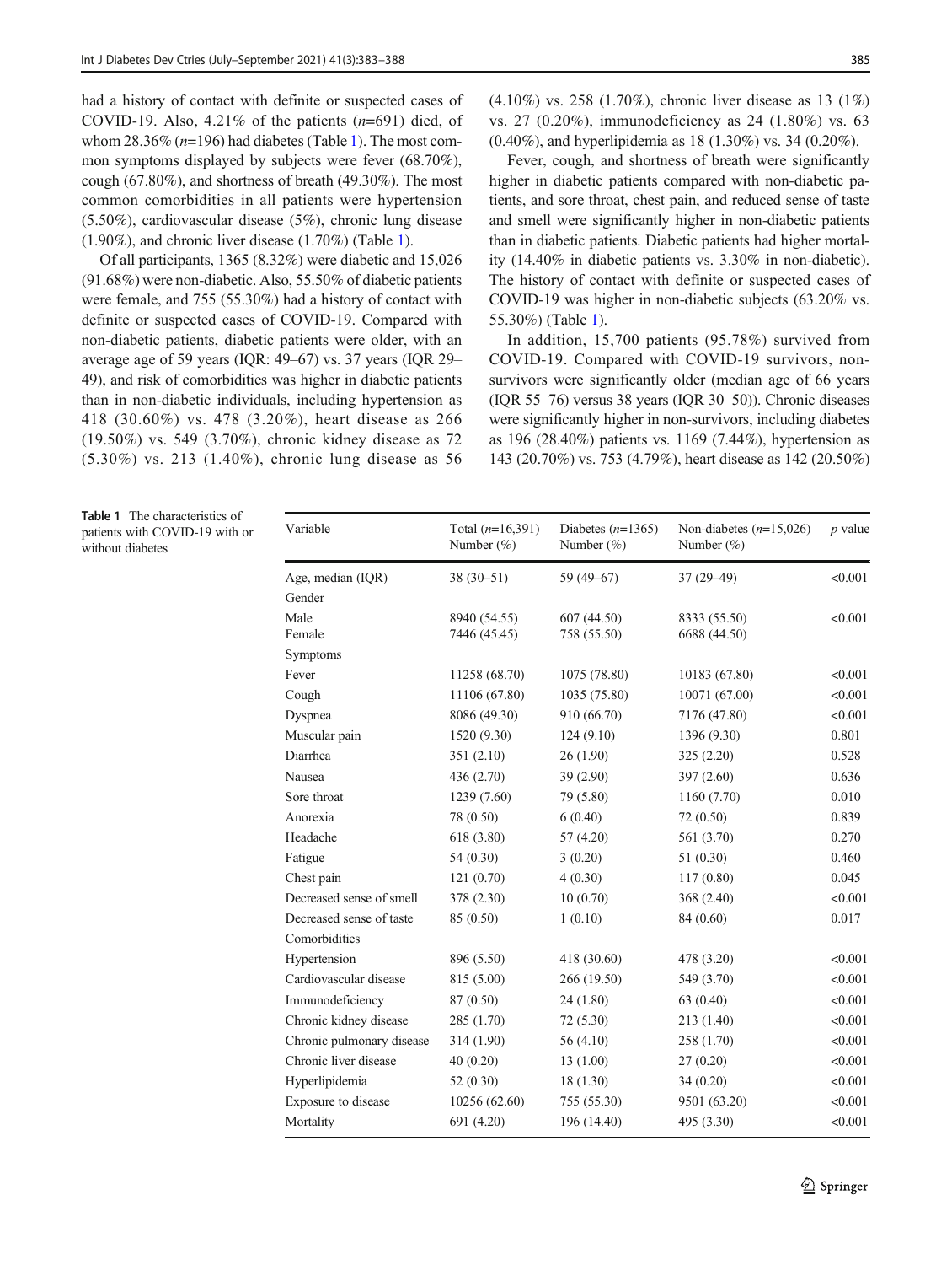had a history of contact with definite or suspected cases of COVID-19. Also, 4.21% of the patients ($n$=691) died, of whom 28.36% ($n$=196) had diabetes (Table 1). The most common symptoms displayed by subjects were fever (68.70%), cough (67.80%), and shortness of breath (49.30%). The most common comorbidities in all patients were hypertension (5.50%), cardiovascular disease (5%), chronic lung disease (1.90%), and chronic liver disease (1.70%) (Table 1).

Of all participants, 1365 (8.32%) were diabetic and 15,026 (91.68%) were non-diabetic. Also, 55.50% of diabetic patients were female, and 755 (55.30%) had a history of contact with definite or suspected cases of COVID-19. Compared with non-diabetic patients, diabetic patients were older, with an average age of 59 years (IQR: 49–67) vs. 37 years (IQR 29–49), and risk of comorbidities was higher in diabetic patients than in non-diabetic individuals, including hypertension as 418 (30.60%) vs. 478 (3.20%), heart disease as 266 (19.50%) vs. 549 (3.70%), chronic kidney disease as 72 (5.30%) vs. 213 (1.40%), chronic lung disease as 56 (4.10%) vs. 258 (1.70%), chronic liver disease as 13 (1%) vs. 27 (0.20%), immunodeficiency as 24 (1.80%) vs. 63 (0.40%), and hyperlipidemia as 18 (1.30%) vs. 34 (0.20%).

Fever, cough, and shortness of breath were significantly higher in diabetic patients compared with non-diabetic patients, and sore throat, chest pain, and reduced sense of taste and smell were significantly higher in non-diabetic patients than in diabetic patients. Diabetic patients had higher mortality (14.40% in diabetic patients vs. 3.30% in non-diabetic). The history of contact with definite or suspected cases of COVID-19 was higher in non-diabetic subjects (63.20% vs. 55.30%) (Table 1).

In addition, 15,700 patients (95.78%) survived from COVID-19. Compared with COVID-19 survivors, non-survivors were significantly older (median age of 66 years (IQR 55–76) versus 38 years (IQR 30–50)). Chronic diseases were significantly higher in non-survivors, including diabetes as 196 (28.40%) patients vs. 1169 (7.44%), hypertension as 143 (20.70%) vs. 753 (4.79%), heart disease as 142 (20.50%)

**Table 1** The characteristics of patients with COVID-19 with or without diabetes

| Variable | Total ($n$=16,391) Number (%) | Diabetes ($n$=1365) Number (%) | Non-diabetes ($n$=15,026) Number (%) | $p$ value |
|---|---|---|---|---|
| Age, median (IQR) | 38 (30–51) | 59 (49–67) | 37 (29–49) | <0.001 |
| Gender | | | | |
| Male | 8940 (54.55) | 607 (44.50) | 8333 (55.50) | <0.001 |
| Female | 7446 (45.45) | 758 (55.50) | 6688 (44.50) | |
| Symptoms | | | | |
| Fever | 11258 (68.70) | 1075 (78.80) | 10183 (67.80) | <0.001 |
| Cough | 11106 (67.80) | 1035 (75.80) | 10071 (67.00) | <0.001 |
| Dyspnea | 8086 (49.30) | 910 (66.70) | 7176 (47.80) | <0.001 |
| Muscular pain | 1520 (9.30) | 124 (9.10) | 1396 (9.30) | 0.801 |
| Diarrhea | 351 (2.10) | 26 (1.90) | 325 (2.20) | 0.528 |
| Nausea | 436 (2.70) | 39 (2.90) | 397 (2.60) | 0.636 |
| Sore throat | 1239 (7.60) | 79 (5.80) | 1160 (7.70) | 0.010 |
| Anorexia | 78 (0.50) | 6 (0.40) | 72 (0.50) | 0.839 |
| Headache | 618 (3.80) | 57 (4.20) | 561 (3.70) | 0.270 |
| Fatigue | 54 (0.30) | 3 (0.20) | 51 (0.30) | 0.460 |
| Chest pain | 121 (0.70) | 4 (0.30) | 117 (0.80) | 0.045 |
| Decreased sense of smell | 378 (2.30) | 10 (0.70) | 368 (2.40) | <0.001 |
| Decreased sense of taste | 85 (0.50) | 1 (0.10) | 84 (0.60) | 0.017 |
| Comorbidities | | | | |
| Hypertension | 896 (5.50) | 418 (30.60) | 478 (3.20) | <0.001 |
| Cardiovascular disease | 815 (5.00) | 266 (19.50) | 549 (3.70) | <0.001 |
| Immunodeficiency | 87 (0.50) | 24 (1.80) | 63 (0.40) | <0.001 |
| Chronic kidney disease | 285 (1.70) | 72 (5.30) | 213 (1.40) | <0.001 |
| Chronic pulmonary disease | 314 (1.90) | 56 (4.10) | 258 (1.70) | <0.001 |
| Chronic liver disease | 40 (0.20) | 13 (1.00) | 27 (0.20) | <0.001 |
| Hyperlipidemia | 52 (0.30) | 18 (1.30) | 34 (0.20) | <0.001 |
| Exposure to disease | 10256 (62.60) | 755 (55.30) | 9501 (63.20) | <0.001 |
| Mortality | 691 (4.20) | 196 (14.40) | 495 (3.30) | <0.001 |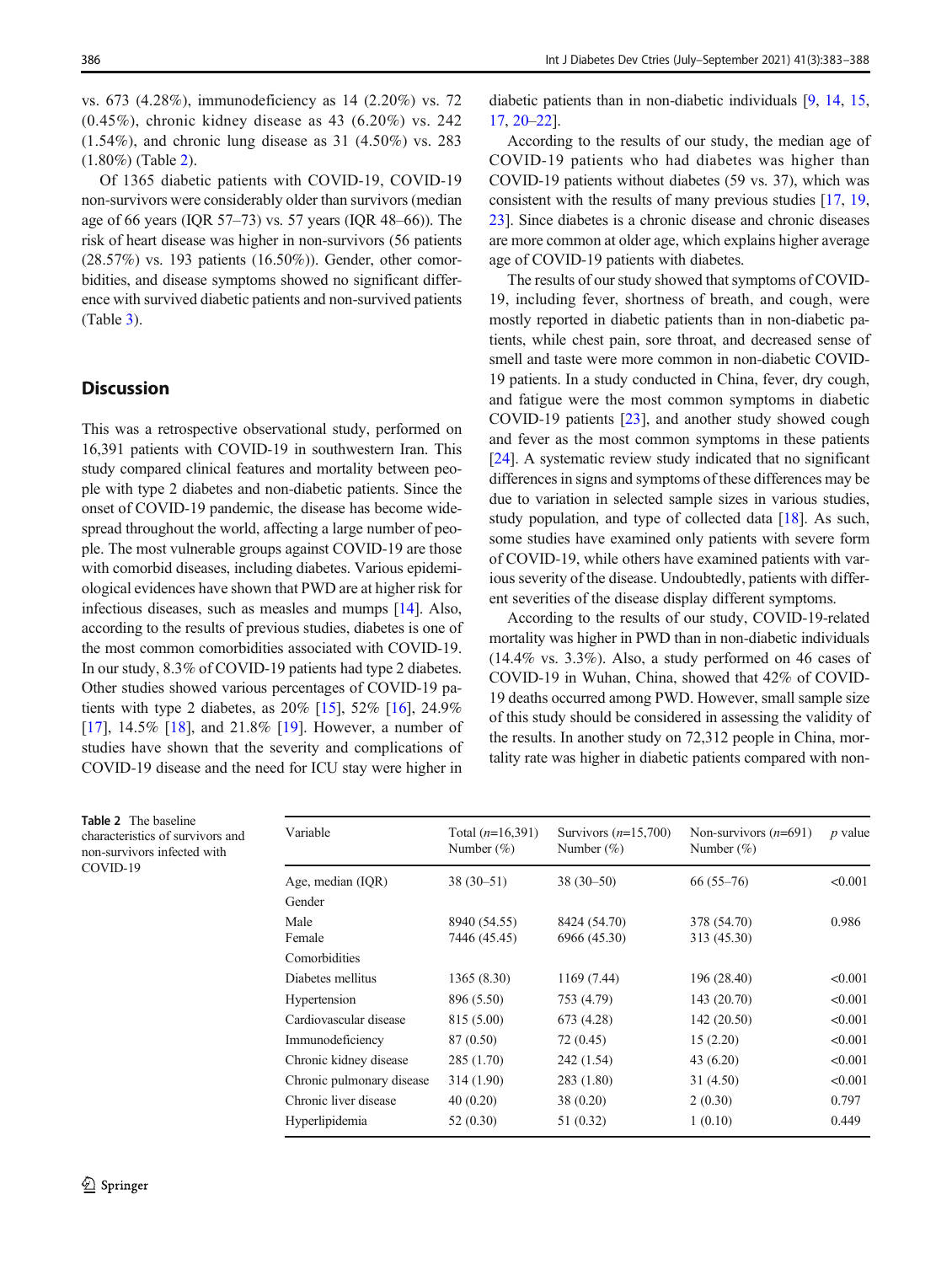vs. 673 (4.28%), immunodeficiency as 14 (2.20%) vs. 72 (0.45%), chronic kidney disease as 43 (6.20%) vs. 242 (1.54%), and chronic lung disease as 31 (4.50%) vs. 283 (1.80%) (Table 2).

Of 1365 diabetic patients with COVID-19, COVID-19 non-survivors were considerably older than survivors (median age of 66 years (IQR 57–73) vs. 57 years (IQR 48–66)). The risk of heart disease was higher in non-survivors (56 patients (28.57%) vs. 193 patients (16.50%)). Gender, other comorbidities, and disease symptoms showed no significant difference with survived diabetic patients and non-survived patients (Table 3).

## Discussion

This was a retrospective observational study, performed on 16,391 patients with COVID-19 in southwestern Iran. This study compared clinical features and mortality between people with type 2 diabetes and non-diabetic patients. Since the onset of COVID-19 pandemic, the disease has become widespread throughout the world, affecting a large number of people. The most vulnerable groups against COVID-19 are those with comorbid diseases, including diabetes. Various epidemiological evidences have shown that PWD are at higher risk for infectious diseases, such as measles and mumps [14]. Also, according to the results of previous studies, diabetes is one of the most common comorbidities associated with COVID-19. In our study, 8.3% of COVID-19 patients had type 2 diabetes. Other studies showed various percentages of COVID-19 patients with type 2 diabetes, as 20% [15], 52% [16], 24.9% [17], 14.5% [18], and 21.8% [19]. However, a number of studies have shown that the severity and complications of COVID-19 disease and the need for ICU stay were higher in diabetic patients than in non-diabetic individuals [9, 14, 15, 17, 20–22].

According to the results of our study, the median age of COVID-19 patients who had diabetes was higher than COVID-19 patients without diabetes (59 vs. 37), which was consistent with the results of many previous studies [17, 19, 23]. Since diabetes is a chronic disease and chronic diseases are more common at older age, which explains higher average age of COVID-19 patients with diabetes.

The results of our study showed that symptoms of COVID-19, including fever, shortness of breath, and cough, were mostly reported in diabetic patients than in non-diabetic patients, while chest pain, sore throat, and decreased sense of smell and taste were more common in non-diabetic COVID-19 patients. In a study conducted in China, fever, dry cough, and fatigue were the most common symptoms in diabetic COVID-19 patients [23], and another study showed cough and fever as the most common symptoms in these patients [24]. A systematic review study indicated that no significant differences in signs and symptoms of these differences may be due to variation in selected sample sizes in various studies, study population, and type of collected data [18]. As such, some studies have examined only patients with severe form of COVID-19, while others have examined patients with various severity of the disease. Undoubtedly, patients with different severities of the disease display different symptoms.

According to the results of our study, COVID-19-related mortality was higher in PWD than in non-diabetic individuals (14.4% vs. 3.3%). Also, a study performed on 46 cases of COVID-19 in Wuhan, China, showed that 42% of COVID-19 deaths occurred among PWD. However, small sample size of this study should be considered in assessing the validity of the results. In another study on 72,312 people in China, mortality rate was higher in diabetic patients compared with non-

**Table 2** The baseline characteristics of survivors and non-survivors infected with COVID-19

| Variable | Total (*n*=16,391) Number (%) | Survivors (*n*=15,700) Number (%) | Non-survivors (*n*=691) Number (%) | *p* value |
|---|---|---|---|---|
| Age, median (IQR) | 38 (30–51) | 38 (30–50) | 66 (55–76) | <0.001 |
| Gender | | | | |
| Male | 8940 (54.55) | 8424 (54.70) | 378 (54.70) | 0.986 |
| Female | 7446 (45.45) | 6966 (45.30) | 313 (45.30) | |
| Comorbidities | | | | |
| Diabetes mellitus | 1365 (8.30) | 1169 (7.44) | 196 (28.40) | <0.001 |
| Hypertension | 896 (5.50) | 753 (4.79) | 143 (20.70) | <0.001 |
| Cardiovascular disease | 815 (5.00) | 673 (4.28) | 142 (20.50) | <0.001 |
| Immunodeficiency | 87 (0.50) | 72 (0.45) | 15 (2.20) | <0.001 |
| Chronic kidney disease | 285 (1.70) | 242 (1.54) | 43 (6.20) | <0.001 |
| Chronic pulmonary disease | 314 (1.90) | 283 (1.80) | 31 (4.50) | <0.001 |
| Chronic liver disease | 40 (0.20) | 38 (0.20) | 2 (0.30) | 0.797 |
| Hyperlipidemia | 52 (0.30) | 51 (0.32) | 1 (0.10) | 0.449 |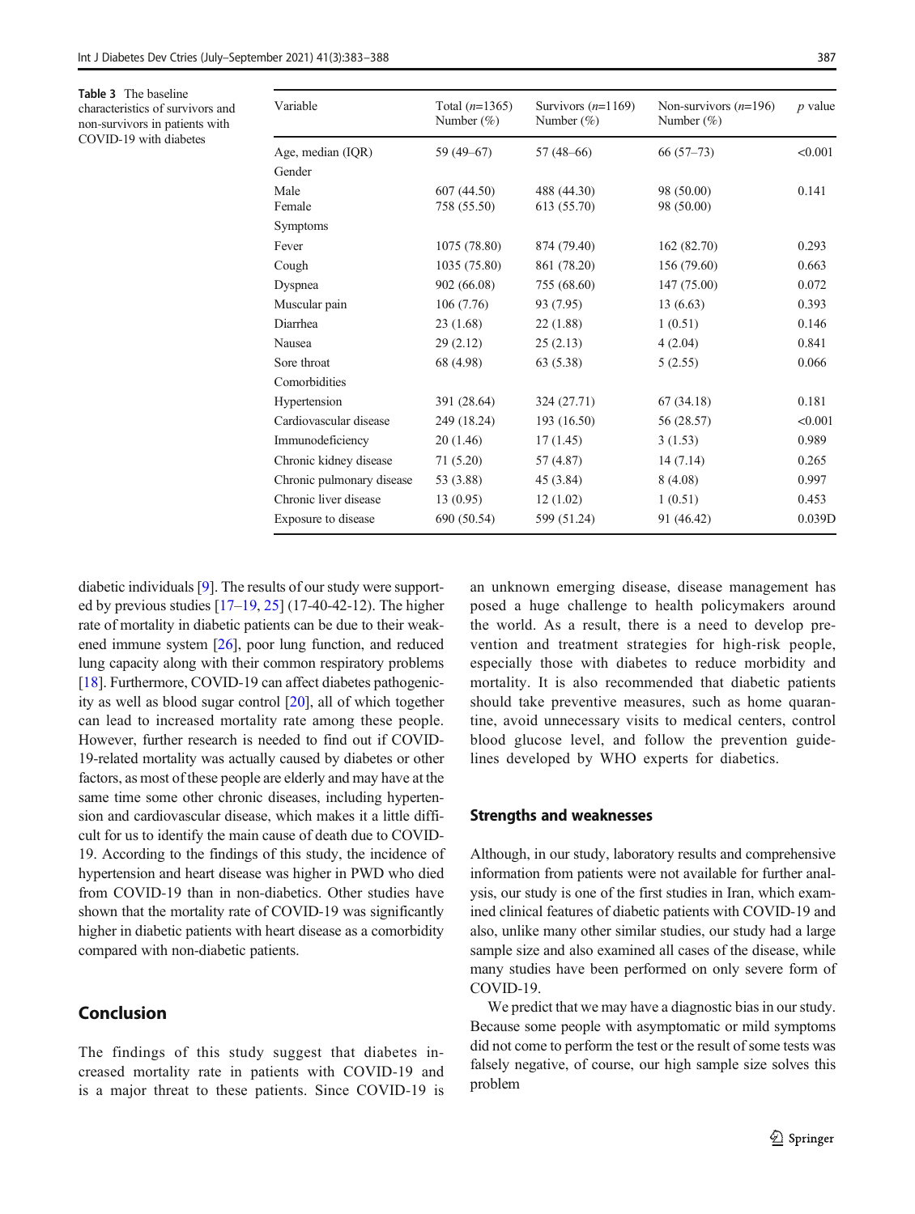**Table 3** The baseline characteristics of survivors and non-survivors in patients with COVID-19 with diabetes

| Variable | Total ($n$=1365) Number (%) | Survivors ($n$=1169) Number (%) | Non-survivors ($n$=196) Number (%) | $p$ value |
|---|---|---|---|---|
| Age, median (IQR) | 59 (49–67) | 57 (48–66) | 66 (57–73) | <0.001 |
| Gender | | | | |
| Male | 607 (44.50) | 488 (44.30) | 98 (50.00) | 0.141 |
| Female | 758 (55.50) | 613 (55.70) | 98 (50.00) | |
| Symptoms | | | | |
| Fever | 1075 (78.80) | 874 (79.40) | 162 (82.70) | 0.293 |
| Cough | 1035 (75.80) | 861 (78.20) | 156 (79.60) | 0.663 |
| Dyspnea | 902 (66.08) | 755 (68.60) | 147 (75.00) | 0.072 |
| Muscular pain | 106 (7.76) | 93 (7.95) | 13 (6.63) | 0.393 |
| Diarrhea | 23 (1.68) | 22 (1.88) | 1 (0.51) | 0.146 |
| Nausea | 29 (2.12) | 25 (2.13) | 4 (2.04) | 0.841 |
| Sore throat | 68 (4.98) | 63 (5.38) | 5 (2.55) | 0.066 |
| Comorbidities | | | | |
| Hypertension | 391 (28.64) | 324 (27.71) | 67 (34.18) | 0.181 |
| Cardiovascular disease | 249 (18.24) | 193 (16.50) | 56 (28.57) | <0.001 |
| Immunodeficiency | 20 (1.46) | 17 (1.45) | 3 (1.53) | 0.989 |
| Chronic kidney disease | 71 (5.20) | 57 (4.87) | 14 (7.14) | 0.265 |
| Chronic pulmonary disease | 53 (3.88) | 45 (3.84) | 8 (4.08) | 0.997 |
| Chronic liver disease | 13 (0.95) | 12 (1.02) | 1 (0.51) | 0.453 |
| Exposure to disease | 690 (50.54) | 599 (51.24) | 91 (46.42) | 0.039D |

diabetic individuals [9]. The results of our study were supported by previous studies [17–19, 25] (17-40-42-12). The higher rate of mortality in diabetic patients can be due to their weakened immune system [26], poor lung function, and reduced lung capacity along with their common respiratory problems [18]. Furthermore, COVID-19 can affect diabetes pathogenicity as well as blood sugar control [20], all of which together can lead to increased mortality rate among these people. However, further research is needed to find out if COVID-19-related mortality was actually caused by diabetes or other factors, as most of these people are elderly and may have at the same time some other chronic diseases, including hypertension and cardiovascular disease, which makes it a little difficult for us to identify the main cause of death due to COVID-19. According to the findings of this study, the incidence of hypertension and heart disease was higher in PWD who died from COVID-19 than in non-diabetics. Other studies have shown that the mortality rate of COVID-19 was significantly higher in diabetic patients with heart disease as a comorbidity compared with non-diabetic patients.

## Conclusion

The findings of this study suggest that diabetes increased mortality rate in patients with COVID-19 and is a major threat to these patients. Since COVID-19 is an unknown emerging disease, disease management has posed a huge challenge to health policymakers around the world. As a result, there is a need to develop prevention and treatment strategies for high-risk people, especially those with diabetes to reduce morbidity and mortality. It is also recommended that diabetic patients should take preventive measures, such as home quarantine, avoid unnecessary visits to medical centers, control blood glucose level, and follow the prevention guidelines developed by WHO experts for diabetics.

### Strengths and weaknesses

Although, in our study, laboratory results and comprehensive information from patients were not available for further analysis, our study is one of the first studies in Iran, which examined clinical features of diabetic patients with COVID-19 and also, unlike many other similar studies, our study had a large sample size and also examined all cases of the disease, while many studies have been performed on only severe form of COVID-19.

We predict that we may have a diagnostic bias in our study. Because some people with asymptomatic or mild symptoms did not come to perform the test or the result of some tests was falsely negative, of course, our high sample size solves this problem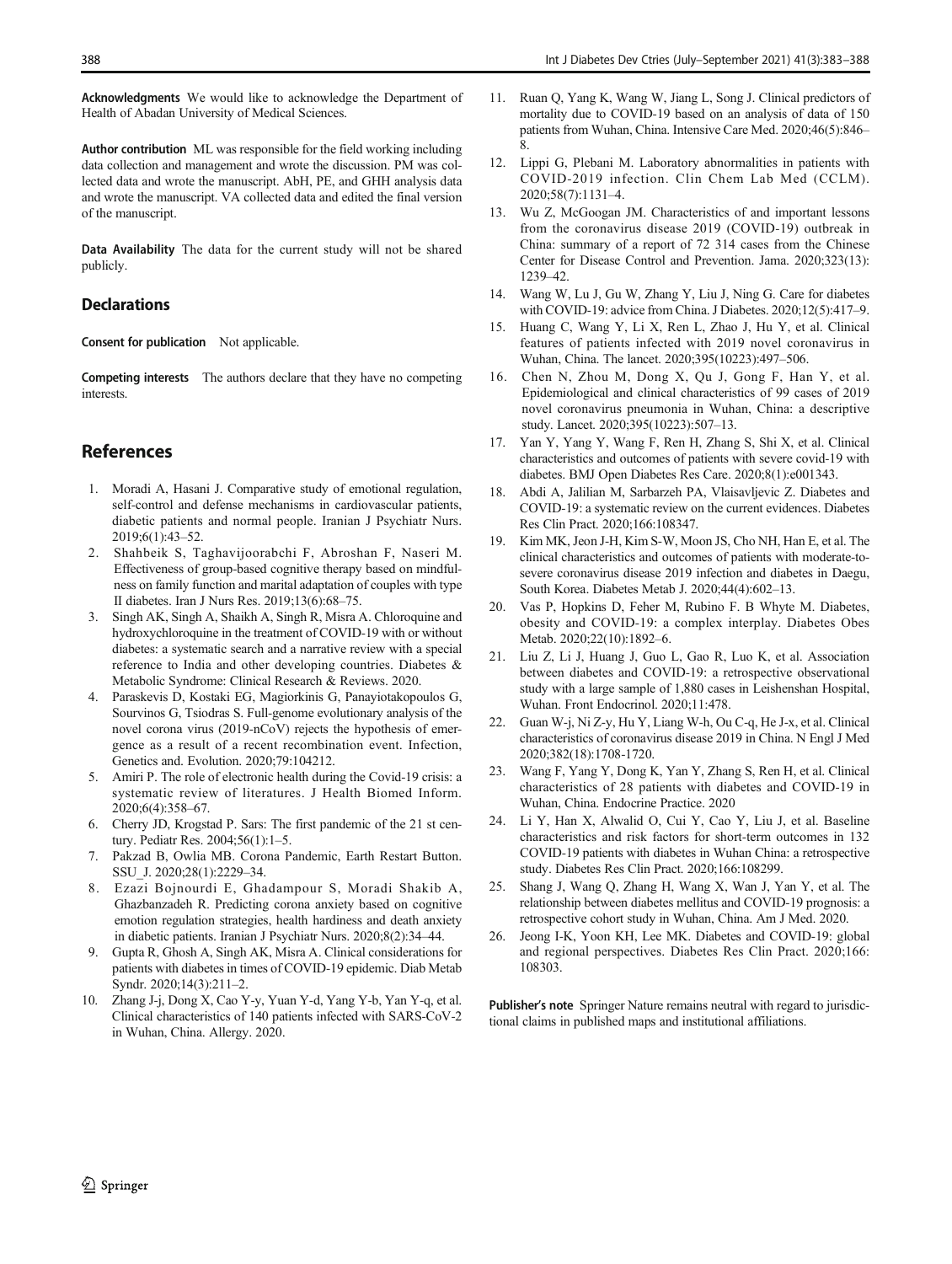**Acknowledgments** We would like to acknowledge the Department of Health of Abadan University of Medical Sciences.

**Author contribution** ML was responsible for the field working including data collection and management and wrote the discussion. PM was collected data and wrote the manuscript. AbH, PE, and GHH analysis data and wrote the manuscript. VA collected data and edited the final version of the manuscript.

**Data Availability** The data for the current study will not be shared publicly.

## Declarations

**Consent for publication** Not applicable.

**Competing interests** The authors declare that they have no competing interests.

## References

1. Moradi A, Hasani J. Comparative study of emotional regulation, self-control and defense mechanisms in cardiovascular patients, diabetic patients and normal people. Iranian J Psychiatr Nurs. 2019;6(1):43–52.
2. Shahbeik S, Taghavijoorabchi F, Abroshan F, Naseri M. Effectiveness of group-based cognitive therapy based on mindfulness on family function and marital adaptation of couples with type II diabetes. Iran J Nurs Res. 2019;13(6):68–75.
3. Singh AK, Singh A, Shaikh A, Singh R, Misra A. Chloroquine and hydroxychloroquine in the treatment of COVID-19 with or without diabetes: a systematic search and a narrative review with a special reference to India and other developing countries. Diabetes & Metabolic Syndrome: Clinical Research & Reviews. 2020.
4. Paraskevis D, Kostaki EG, Magiorkinis G, Panayiotakopoulos G, Sourvinos G, Tsiodras S. Full-genome evolutionary analysis of the novel corona virus (2019-nCoV) rejects the hypothesis of emergence as a result of a recent recombination event. Infection, Genetics and. Evolution. 2020;79:104212.
5. Amiri P. The role of electronic health during the Covid-19 crisis: a systematic review of literatures. J Health Biomed Inform. 2020;6(4):358–67.
6. Cherry JD, Krogstad P. Sars: The first pandemic of the 21 st century. Pediatr Res. 2004;56(1):1–5.
7. Pakzad B, Owlia MB. Corona Pandemic, Earth Restart Button. SSU_J. 2020;28(1):2229–34.
8. Ezazi Bojnourdi E, Ghadampour S, Moradi Shakib A, Ghazbanzadeh R. Predicting corona anxiety based on cognitive emotion regulation strategies, health hardiness and death anxiety in diabetic patients. Iranian J Psychiatr Nurs. 2020;8(2):34–44.
9. Gupta R, Ghosh A, Singh AK, Misra A. Clinical considerations for patients with diabetes in times of COVID-19 epidemic. Diab Metab Syndr. 2020;14(3):211–2.
10. Zhang J-j, Dong X, Cao Y-y, Yuan Y-d, Yang Y-b, Yan Y-q, et al. Clinical characteristics of 140 patients infected with SARS-CoV-2 in Wuhan, China. Allergy. 2020.
11. Ruan Q, Yang K, Wang W, Jiang L, Song J. Clinical predictors of mortality due to COVID-19 based on an analysis of data of 150 patients from Wuhan, China. Intensive Care Med. 2020;46(5):846–8.
12. Lippi G, Plebani M. Laboratory abnormalities in patients with COVID-2019 infection. Clin Chem Lab Med (CCLM). 2020;58(7):1131–4.
13. Wu Z, McGoogan JM. Characteristics of and important lessons from the coronavirus disease 2019 (COVID-19) outbreak in China: summary of a report of 72 314 cases from the Chinese Center for Disease Control and Prevention. Jama. 2020;323(13): 1239–42.
14. Wang W, Lu J, Gu W, Zhang Y, Liu J, Ning G. Care for diabetes with COVID-19: advice from China. J Diabetes. 2020;12(5):417–9.
15. Huang C, Wang Y, Li X, Ren L, Zhao J, Hu Y, et al. Clinical features of patients infected with 2019 novel coronavirus in Wuhan, China. The lancet. 2020;395(10223):497–506.
16. Chen N, Zhou M, Dong X, Qu J, Gong F, Han Y, et al. Epidemiological and clinical characteristics of 99 cases of 2019 novel coronavirus pneumonia in Wuhan, China: a descriptive study. Lancet. 2020;395(10223):507–13.
17. Yan Y, Yang Y, Wang F, Ren H, Zhang S, Shi X, et al. Clinical characteristics and outcomes of patients with severe covid-19 with diabetes. BMJ Open Diabetes Res Care. 2020;8(1):e001343.
18. Abdi A, Jalilian M, Sarbarzeh PA, Vlaisavljevic Z. Diabetes and COVID-19: a systematic review on the current evidences. Diabetes Res Clin Pract. 2020;166:108347.
19. Kim MK, Jeon J-H, Kim S-W, Moon JS, Cho NH, Han E, et al. The clinical characteristics and outcomes of patients with moderate-to-severe coronavirus disease 2019 infection and diabetes in Daegu, South Korea. Diabetes Metab J. 2020;44(4):602–13.
20. Vas P, Hopkins D, Feher M, Rubino F. B Whyte M. Diabetes, obesity and COVID-19: a complex interplay. Diabetes Obes Metab. 2020;22(10):1892–6.
21. Liu Z, Li J, Huang J, Guo L, Gao R, Luo K, et al. Association between diabetes and COVID-19: a retrospective observational study with a large sample of 1,880 cases in Leishenshan Hospital, Wuhan. Front Endocrinol. 2020;11:478.
22. Guan W-j, Ni Z-y, Hu Y, Liang W-h, Ou C-q, He J-x, et al. Clinical characteristics of coronavirus disease 2019 in China. N Engl J Med 2020;382(18):1708-1720.
23. Wang F, Yang Y, Dong K, Yan Y, Zhang S, Ren H, et al. Clinical characteristics of 28 patients with diabetes and COVID-19 in Wuhan, China. Endocrine Practice. 2020
24. Li Y, Han X, Alwalid O, Cui Y, Cao Y, Liu J, et al. Baseline characteristics and risk factors for short-term outcomes in 132 COVID-19 patients with diabetes in Wuhan China: a retrospective study. Diabetes Res Clin Pract. 2020;166:108299.
25. Shang J, Wang Q, Zhang H, Wang X, Wan J, Yan Y, et al. The relationship between diabetes mellitus and COVID-19 prognosis: a retrospective cohort study in Wuhan, China. Am J Med. 2020.
26. Jeong I-K, Yoon KH, Lee MK. Diabetes and COVID-19: global and regional perspectives. Diabetes Res Clin Pract. 2020;166: 108303.

**Publisher's note** Springer Nature remains neutral with regard to jurisdictional claims in published maps and institutional affiliations.